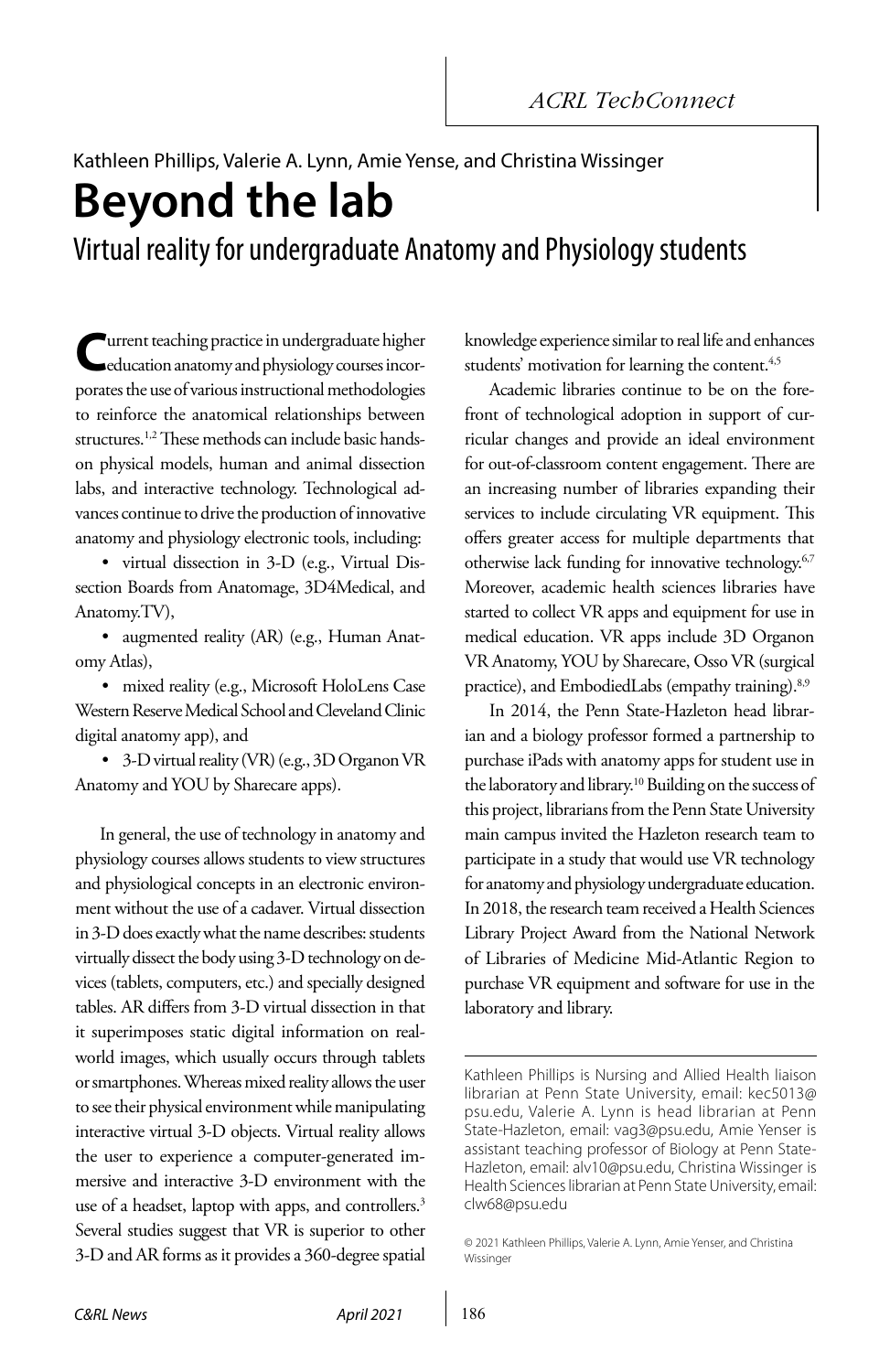Kathleen Phillips, Valerie A. Lynn, Amie Yense, and Christina Wissinger

# Beyond the lab

## Virtual reality for undergraduate Anatomy and Physiology students

Current teaching practice in undergraduate higher education anatomy and physiology courses incorporates the use of various instructional methodologies to reinforce the anatomical relationships between structures.[1,2] These methods can include basic hands-on physical models, human and animal dissection labs, and interactive technology. Technological advances continue to drive the production of innovative anatomy and physiology electronic tools, including:

- virtual dissection in 3-D (e.g., Virtual Dissection Boards from Anatomage, 3D4Medical, and Anatomy.TV),
- augmented reality (AR) (e.g., Human Anatomy Atlas),
- mixed reality (e.g., Microsoft HoloLens Case Western Reserve Medical School and Cleveland Clinic digital anatomy app), and
- 3-D virtual reality (VR) (e.g., 3D Organon VR Anatomy and YOU by Sharecare apps).

In general, the use of technology in anatomy and physiology courses allows students to view structures and physiological concepts in an electronic environment without the use of a cadaver. Virtual dissection in 3-D does exactly what the name describes: students virtually dissect the body using 3-D technology on devices (tablets, computers, etc.) and specially designed tables. AR differs from 3-D virtual dissection in that it superimposes static digital information on real-world images, which usually occurs through tablets or smartphones. Whereas mixed reality allows the user to see their physical environment while manipulating interactive virtual 3-D objects. Virtual reality allows the user to experience a computer-generated immersive and interactive 3-D environment with the use of a headset, laptop with apps, and controllers.[3] Several studies suggest that VR is superior to other 3-D and AR forms as it provides a 360-degree spatial knowledge experience similar to real life and enhances students' motivation for learning the content.[4,5]

Academic libraries continue to be on the forefront of technological adoption in support of curricular changes and provide an ideal environment for out-of-classroom content engagement. There are an increasing number of libraries expanding their services to include circulating VR equipment. This offers greater access for multiple departments that otherwise lack funding for innovative technology.[6,7] Moreover, academic health sciences libraries have started to collect VR apps and equipment for use in medical education. VR apps include 3D Organon VR Anatomy, YOU by Sharecare, Osso VR (surgical practice), and EmbodiedLabs (empathy training).[8,9]

In 2014, the Penn State-Hazleton head librarian and a biology professor formed a partnership to purchase iPads with anatomy apps for student use in the laboratory and library.[10] Building on the success of this project, librarians from the Penn State University main campus invited the Hazleton research team to participate in a study that would use VR technology for anatomy and physiology undergraduate education. In 2018, the research team received a Health Sciences Library Project Award from the National Network of Libraries of Medicine Mid-Atlantic Region to purchase VR equipment and software for use in the laboratory and library.

---

Kathleen Phillips is Nursing and Allied Health liaison librarian at Penn State University, email: kec5013@psu.edu, Valerie A. Lynn is head librarian at Penn State-Hazleton, email: vag3@psu.edu, Amie Yenser is assistant teaching professor of Biology at Penn State-Hazleton, email: alv10@psu.edu, Christina Wissinger is Health Sciences librarian at Penn State University, email: clw68@psu.edu

© 2021 Kathleen Phillips, Valerie A. Lynn, Amie Yenser, and Christina Wissinger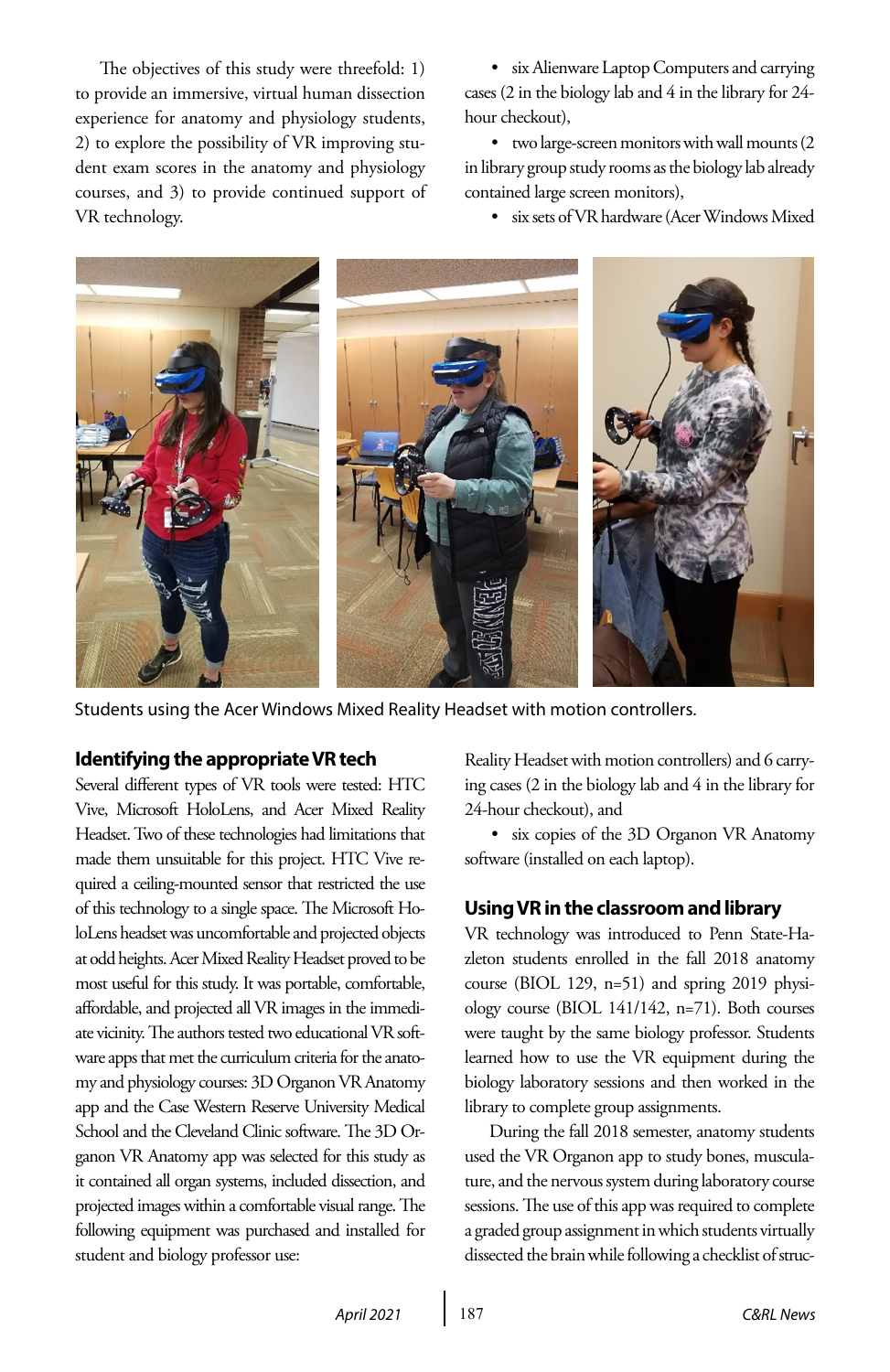The objectives of this study were threefold: 1) to provide an immersive, virtual human dissection experience for anatomy and physiology students, 2) to explore the possibility of VR improving student exam scores in the anatomy and physiology courses, and 3) to provide continued support of VR technology.

Students using the Acer Windows Mixed Reality Headset with motion controllers.

### Identifying the appropriate VR tech

Several different types of VR tools were tested: HTC Vive, Microsoft HoloLens, and Acer Mixed Reality Headset. Two of these technologies had limitations that made them unsuitable for this project. HTC Vive required a ceiling-mounted sensor that restricted the use of this technology to a single space. The Microsoft HoloLens headset was uncomfortable and projected objects at odd heights. Acer Mixed Reality Headset proved to be most useful for this study. It was portable, comfortable, affordable, and projected all VR images in the immediate vicinity. The authors tested two educational VR software apps that met the curriculum criteria for the anatomy and physiology courses: 3D Organon VR Anatomy app and the Case Western Reserve University Medical School and the Cleveland Clinic software. The 3D Organon VR Anatomy app was selected for this study as it contained all organ systems, included dissection, and projected images within a comfortable visual range. The following equipment was purchased and installed for student and biology professor use:

- six Alienware Laptop Computers and carrying cases (2 in the biology lab and 4 in the library for 24-hour checkout),
- two large-screen monitors with wall mounts (2 in library group study rooms as the biology lab already contained large screen monitors),
- six sets of VR hardware (Acer Windows Mixed Reality Headset with motion controllers) and 6 carrying cases (2 in the biology lab and 4 in the library for 24-hour checkout), and
- six copies of the 3D Organon VR Anatomy software (installed on each laptop).

### Using VR in the classroom and library

VR technology was introduced to Penn State-Hazleton students enrolled in the fall 2018 anatomy course (BIOL 129, n=51) and spring 2019 physiology course (BIOL 141/142, n=71). Both courses were taught by the same biology professor. Students learned how to use the VR equipment during the biology laboratory sessions and then worked in the library to complete group assignments.

During the fall 2018 semester, anatomy students used the VR Organon app to study bones, musculature, and the nervous system during laboratory course sessions. The use of this app was required to complete a graded group assignment in which students virtually dissected the brain while following a checklist of struc-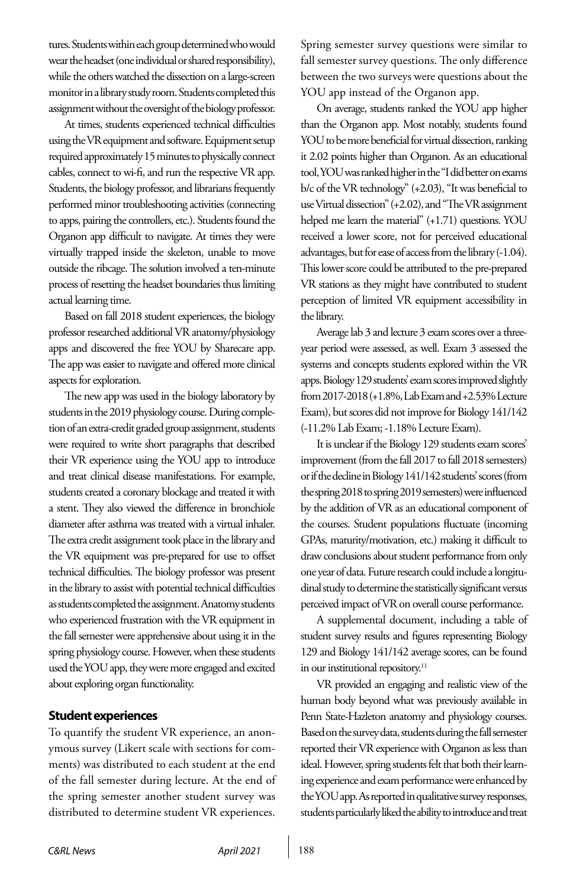tures. Students within each group determined who would wear the headset (one individual or shared responsibility), while the others watched the dissection on a large-screen monitor in a library study room. Students completed this assignment without the oversight of the biology professor.

At times, students experienced technical difficulties using the VR equipment and software. Equipment setup required approximately 15 minutes to physically connect cables, connect to wi-fi, and run the respective VR app. Students, the biology professor, and librarians frequently performed minor troubleshooting activities (connecting to apps, pairing the controllers, etc.). Students found the Organon app difficult to navigate. At times they were virtually trapped inside the skeleton, unable to move outside the ribcage. The solution involved a ten-minute process of resetting the headset boundaries thus limiting actual learning time.

Based on fall 2018 student experiences, the biology professor researched additional VR anatomy/physiology apps and discovered the free YOU by Sharecare app. The app was easier to navigate and offered more clinical aspects for exploration.

The new app was used in the biology laboratory by students in the 2019 physiology course. During completion of an extra-credit graded group assignment, students were required to write short paragraphs that described their VR experience using the YOU app to introduce and treat clinical disease manifestations. For example, students created a coronary blockage and treated it with a stent. They also viewed the difference in bronchiole diameter after asthma was treated with a virtual inhaler. The extra credit assignment took place in the library and the VR equipment was pre-prepared for use to offset technical difficulties. The biology professor was present in the library to assist with potential technical difficulties as students completed the assignment. Anatomy students who experienced frustration with the VR equipment in the fall semester were apprehensive about using it in the spring physiology course. However, when these students used the YOU app, they were more engaged and excited about exploring organ functionality.

## Student experiences

To quantify the student VR experience, an anonymous survey (Likert scale with sections for comments) was distributed to each student at the end of the fall semester during lecture. At the end of the spring semester another student survey was distributed to determine student VR experiences. Spring semester survey questions were similar to fall semester survey questions. The only difference between the two surveys were questions about the YOU app instead of the Organon app.

On average, students ranked the YOU app higher than the Organon app. Most notably, students found YOU to be more beneficial for virtual dissection, ranking it 2.02 points higher than Organon. As an educational tool, YOU was ranked higher in the "I did better on exams b/c of the VR technology" (+2.03), "It was beneficial to use Virtual dissection" (+2.02), and "The VR assignment helped me learn the material" (+1.71) questions. YOU received a lower score, but not for perceived educational advantages, but for ease of access from the library (-1.04). This lower score could be attributed to the pre-prepared VR stations as they might have contributed to student perception of limited VR equipment accessibility in the library.

Average lab 3 and lecture 3 exam scores over a three-year period were assessed, as well. Exam 3 assessed the systems and concepts students explored within the VR apps. Biology 129 students' exam scores improved slightly from 2017-2018 (+1.8%, Lab Exam and +2.53% Lecture Exam), but scores did not improve for Biology 141/142 (-11.2% Lab Exam; -1.18% Lecture Exam).

It is unclear if the Biology 129 students exam scores' improvement (from the fall 2017 to fall 2018 semesters) or if the decline in Biology 141/142 students' scores (from the spring 2018 to spring 2019 semesters) were influenced by the addition of VR as an educational component of the courses. Student populations fluctuate (incoming GPAs, maturity/motivation, etc.) making it difficult to draw conclusions about student performance from only one year of data. Future research could include a longitudinal study to determine the statistically significant versus perceived impact of VR on overall course performance.

A supplemental document, including a table of student survey results and figures representing Biology 129 and Biology 141/142 average scores, can be found in our institutional repository.[11]

VR provided an engaging and realistic view of the human body beyond what was previously available in Penn State-Hazleton anatomy and physiology courses. Based on the survey data, students during the fall semester reported their VR experience with Organon as less than ideal. However, spring students felt that both their learning experience and exam performance were enhanced by the YOU app. As reported in qualitative survey responses, students particularly liked the ability to introduce and treat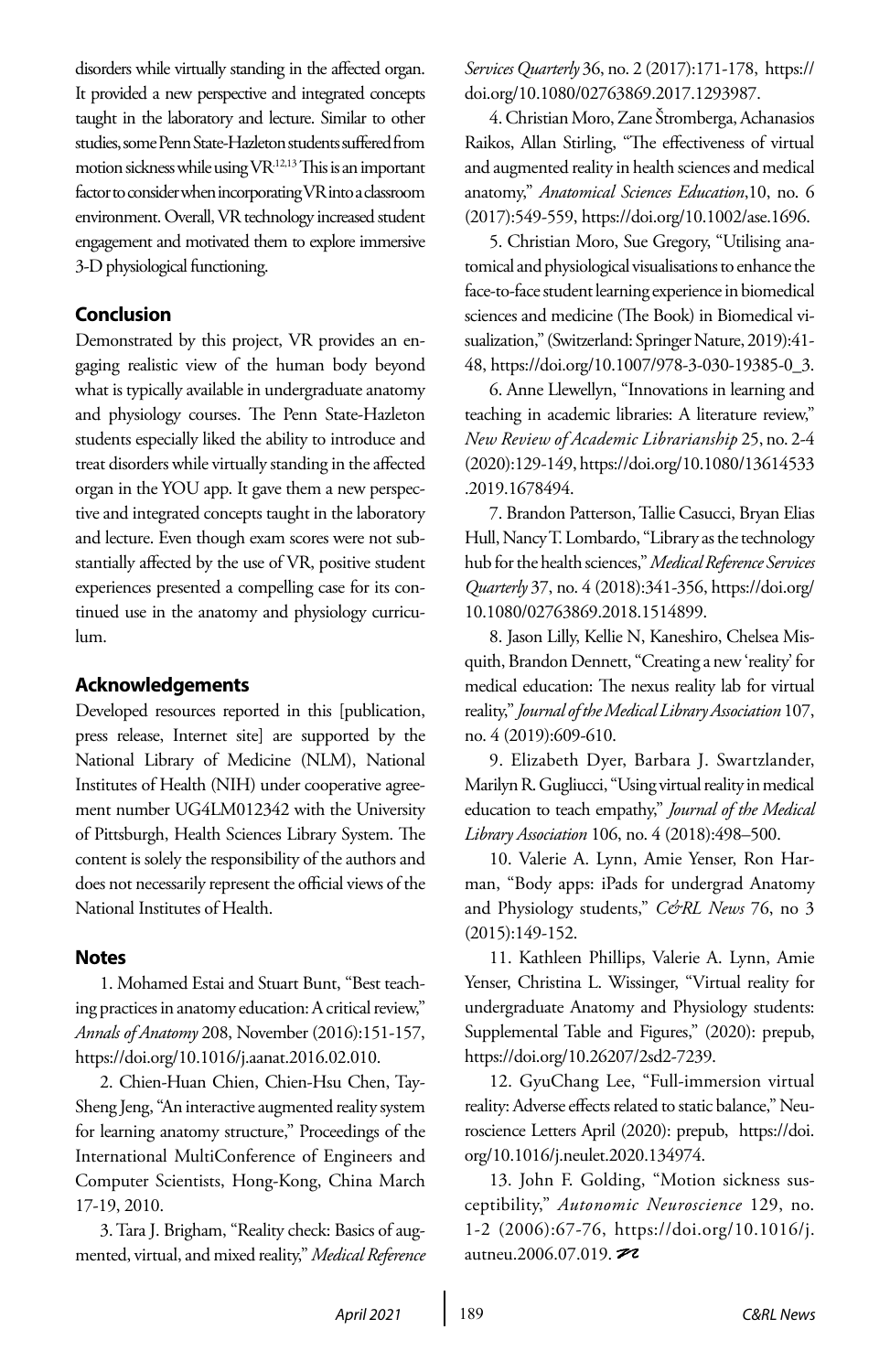disorders while virtually standing in the affected organ. It provided a new perspective and integrated concepts taught in the laboratory and lecture. Similar to other studies, some Penn State-Hazleton students suffered from motion sickness while using VR.[12,13] This is an important factor to consider when incorporating VR into a classroom environment. Overall, VR technology increased student engagement and motivated them to explore immersive 3-D physiological functioning.

## Conclusion

Demonstrated by this project, VR provides an engaging realistic view of the human body beyond what is typically available in undergraduate anatomy and physiology courses. The Penn State-Hazleton students especially liked the ability to introduce and treat disorders while virtually standing in the affected organ in the YOU app. It gave them a new perspective and integrated concepts taught in the laboratory and lecture. Even though exam scores were not substantially affected by the use of VR, positive student experiences presented a compelling case for its continued use in the anatomy and physiology curriculum.

## Acknowledgements

Developed resources reported in this [publication, press release, Internet site] are supported by the National Library of Medicine (NLM), National Institutes of Health (NIH) under cooperative agreement number UG4LM012342 with the University of Pittsburgh, Health Sciences Library System. The content is solely the responsibility of the authors and does not necessarily represent the official views of the National Institutes of Health.

## Notes

1. Mohamed Estai and Stuart Bunt, "Best teaching practices in anatomy education: A critical review," *Annals of Anatomy* 208, November (2016):151-157, https://doi.org/10.1016/j.aanat.2016.02.010.

2. Chien-Huan Chien, Chien-Hsu Chen, Tay-Sheng Jeng, "An interactive augmented reality system for learning anatomy structure," Proceedings of the International MultiConference of Engineers and Computer Scientists, Hong-Kong, China March 17-19, 2010.

3. Tara J. Brigham, "Reality check: Basics of augmented, virtual, and mixed reality," *Medical Reference Services Quarterly* 36, no. 2 (2017):171-178, https://doi.org/10.1080/02763869.2017.1293987.

4. Christian Moro, Zane Štromberga, Achanasios Raikos, Allan Stirling, "The effectiveness of virtual and augmented reality in health sciences and medical anatomy," *Anatomical Sciences Education*,10, no. 6 (2017):549-559, https://doi.org/10.1002/ase.1696.

5. Christian Moro, Sue Gregory, "Utilising anatomical and physiological visualisations to enhance the face-to-face student learning experience in biomedical sciences and medicine (The Book) in Biomedical visualization," (Switzerland: Springer Nature, 2019):41-48, https://doi.org/10.1007/978-3-030-19385-0_3.

6. Anne Llewellyn, "Innovations in learning and teaching in academic libraries: A literature review," *New Review of Academic Librarianship* 25, no. 2-4 (2020):129-149, https://doi.org/10.1080/13614533.2019.1678494.

7. Brandon Patterson, Tallie Casucci, Bryan Elias Hull, Nancy T. Lombardo, "Library as the technology hub for the health sciences," *Medical Reference Services Quarterly* 37, no. 4 (2018):341-356, https://doi.org/10.1080/02763869.2018.1514899.

8. Jason Lilly, Kellie N, Kaneshiro, Chelsea Misquith, Brandon Dennett, "Creating a new 'reality' for medical education: The nexus reality lab for virtual reality," *Journal of the Medical Library Association* 107, no. 4 (2019):609-610.

9. Elizabeth Dyer, Barbara J. Swartzlander, Marilyn R. Gugliucci, "Using virtual reality in medical education to teach empathy," *Journal of the Medical Library Association* 106, no. 4 (2018):498–500.

10. Valerie A. Lynn, Amie Yenser, Ron Harman, "Body apps: iPads for undergrad Anatomy and Physiology students," *C&RL News* 76, no 3 (2015):149-152.

11. Kathleen Phillips, Valerie A. Lynn, Amie Yenser, Christina L. Wissinger, "Virtual reality for undergraduate Anatomy and Physiology students: Supplemental Table and Figures," (2020): prepub, https://doi.org/10.26207/2sd2-7239.

12. GyuChang Lee, "Full-immersion virtual reality: Adverse effects related to static balance," Neuroscience Letters April (2020): prepub, https://doi.org/10.1016/j.neulet.2020.134974.

13. John F. Golding, "Motion sickness susceptibility," *Autonomic Neuroscience* 129, no. 1-2 (2006):67-76, https://doi.org/10.1016/j.autneu.2006.07.019.